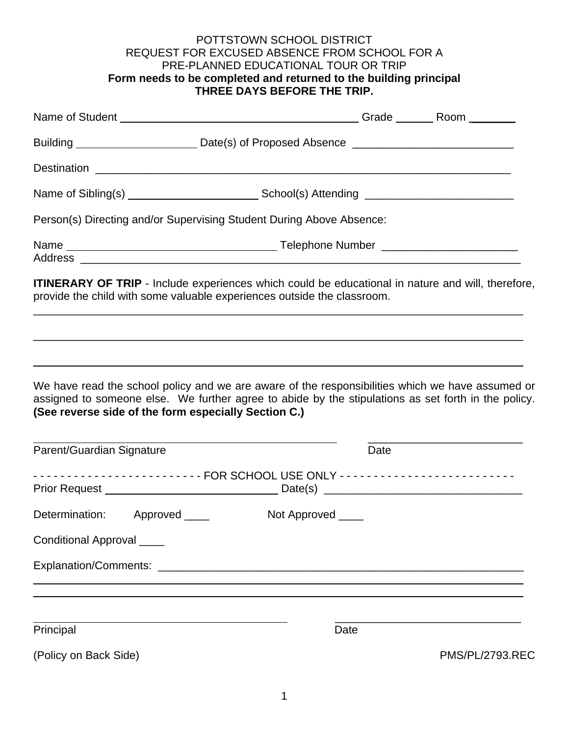POTTSTOWN SCHOOL DISTRICT
REQUEST FOR EXCUSED ABSENCE FROM SCHOOL FOR A
PRE-PLANNED EDUCATIONAL TOUR OR TRIP
**Form needs to be completed and returned to the building principal**
**THREE DAYS BEFORE THE TRIP.**

Name of Student ________________________________________ Grade ______ Room _______

Building ____________________ Date(s) of Proposed Absence __________________________

Destination ______________________________________________________________________

Name of Sibling(s) ______________________ School(s) Attending ________________________

Person(s) Directing and/or Supervising Student During Above Absence:

Name ___________________________________ Telephone Number ______________________
Address __________________________________________________________________________

**ITINERARY OF TRIP** - Include experiences which could be educational in nature and will, therefore, provide the child with some valuable experiences outside the classroom.

___________________________________________________________________________________

___________________________________________________________________________________

___________________________________________________________________________________

We have read the school policy and we are aware of the responsibilities which we have assumed or assigned to someone else. We further agree to abide by the stipulations as set forth in the policy. **(See reverse side of the form especially Section C.)**

_____________________________________________ _________________________
Parent/Guardian Signature Date

- - - - - - - - - - - - - - - - - - - - - - - - - FOR SCHOOL USE ONLY - - - - - - - - - - - - - - - - - - - - - - - - -

Prior Request ______________________________ Date(s) ________________________________

Determination: Approved ____ Not Approved ____

Conditional Approval ____

Explanation/Comments: ____________________________________________________________

___________________________________________________________________________________

___________________________________________________________________________________

_____________________________________________ _______________________________
Principal Date

(Policy on Back Side) PMS/PL/2793.REC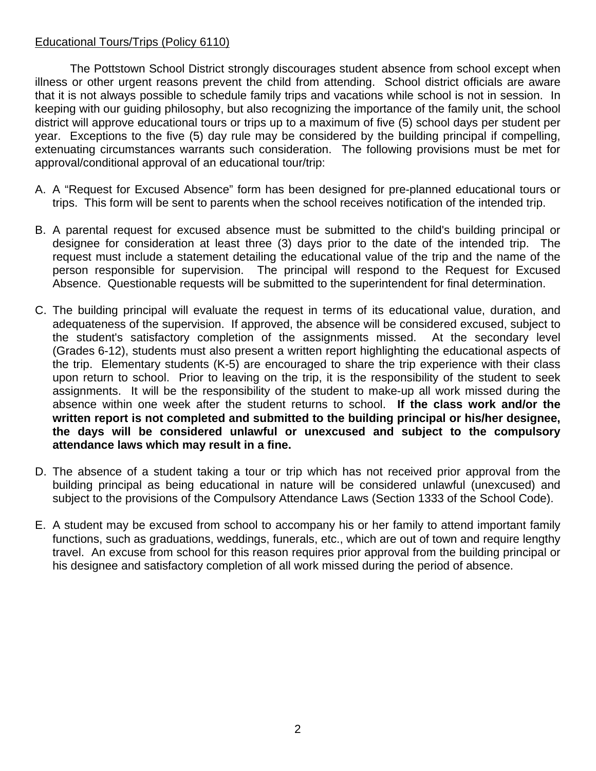Educational Tours/Trips (Policy 6110)

The Pottstown School District strongly discourages student absence from school except when illness or other urgent reasons prevent the child from attending. School district officials are aware that it is not always possible to schedule family trips and vacations while school is not in session. In keeping with our guiding philosophy, but also recognizing the importance of the family unit, the school district will approve educational tours or trips up to a maximum of five (5) school days per student per year. Exceptions to the five (5) day rule may be considered by the building principal if compelling, extenuating circumstances warrants such consideration. The following provisions must be met for approval/conditional approval of an educational tour/trip:

A. A "Request for Excused Absence" form has been designed for pre-planned educational tours or trips. This form will be sent to parents when the school receives notification of the intended trip.

B. A parental request for excused absence must be submitted to the child's building principal or designee for consideration at least three (3) days prior to the date of the intended trip. The request must include a statement detailing the educational value of the trip and the name of the person responsible for supervision. The principal will respond to the Request for Excused Absence. Questionable requests will be submitted to the superintendent for final determination.

C. The building principal will evaluate the request in terms of its educational value, duration, and adequateness of the supervision. If approved, the absence will be considered excused, subject to the student's satisfactory completion of the assignments missed. At the secondary level (Grades 6-12), students must also present a written report highlighting the educational aspects of the trip. Elementary students (K-5) are encouraged to share the trip experience with their class upon return to school. Prior to leaving on the trip, it is the responsibility of the student to seek assignments. It will be the responsibility of the student to make-up all work missed during the absence within one week after the student returns to school. **If the class work and/or the written report is not completed and submitted to the building principal or his/her designee, the days will be considered unlawful or unexcused and subject to the compulsory attendance laws which may result in a fine.**

D. The absence of a student taking a tour or trip which has not received prior approval from the building principal as being educational in nature will be considered unlawful (unexcused) and subject to the provisions of the Compulsory Attendance Laws (Section 1333 of the School Code).

E. A student may be excused from school to accompany his or her family to attend important family functions, such as graduations, weddings, funerals, etc., which are out of town and require lengthy travel. An excuse from school for this reason requires prior approval from the building principal or his designee and satisfactory completion of all work missed during the period of absence.